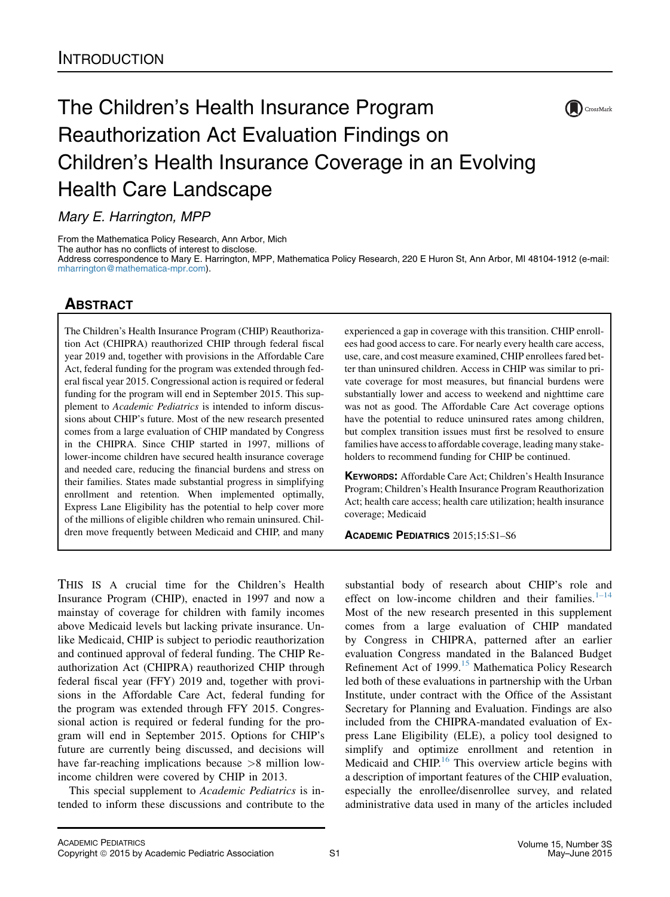INTRODUCTION

# The Children's Health Insurance Program Reauthorization Act Evaluation Findings on Children's Health Insurance Coverage in an Evolving Health Care Landscape

*Mary E. Harrington, MPP*

From the Mathematica Policy Research, Ann Arbor, Mich
The author has no conflicts of interest to disclose.
Address correspondence to Mary E. Harrington, MPP, Mathematica Policy Research, 220 E Huron St, Ann Arbor, MI 48104-1912 (e-mail: mharrington@mathematica-mpr.com).

## ABSTRACT

The Children's Health Insurance Program (CHIP) Reauthorization Act (CHIPRA) reauthorized CHIP through federal fiscal year 2019 and, together with provisions in the Affordable Care Act, federal funding for the program was extended through federal fiscal year 2015. Congressional action is required or federal funding for the program will end in September 2015. This supplement to *Academic Pediatrics* is intended to inform discussions about CHIP's future. Most of the new research presented comes from a large evaluation of CHIP mandated by Congress in the CHIPRA. Since CHIP started in 1997, millions of lower-income children have secured health insurance coverage and needed care, reducing the financial burdens and stress on their families. States made substantial progress in simplifying enrollment and retention. When implemented optimally, Express Lane Eligibility has the potential to help cover more of the millions of eligible children who remain uninsured. Children move frequently between Medicaid and CHIP, and many experienced a gap in coverage with this transition. CHIP enrollees had good access to care. For nearly every health care access, use, care, and cost measure examined, CHIP enrollees fared better than uninsured children. Access in CHIP was similar to private coverage for most measures, but financial burdens were substantially lower and access to weekend and nighttime care was not as good. The Affordable Care Act coverage options have the potential to reduce uninsured rates among children, but complex transition issues must first be resolved to ensure families have access to affordable coverage, leading many stakeholders to recommend funding for CHIP be continued.

**KEYWORDS:** Affordable Care Act; Children's Health Insurance Program; Children's Health Insurance Program Reauthorization Act; health care access; health care utilization; health insurance coverage; Medicaid

ACADEMIC PEDIATRICS 2015;15:S1–S6

THIS IS A crucial time for the Children's Health Insurance Program (CHIP), enacted in 1997 and now a mainstay of coverage for children with family incomes above Medicaid levels but lacking private insurance. Unlike Medicaid, CHIP is subject to periodic reauthorization and continued approval of federal funding. The CHIP Reauthorization Act (CHIPRA) reauthorized CHIP through federal fiscal year (FFY) 2019 and, together with provisions in the Affordable Care Act, federal funding for the program was extended through FFY 2015. Congressional action is required or federal funding for the program will end in September 2015. Options for CHIP's future are currently being discussed, and decisions will have far-reaching implications because >8 million low-income children were covered by CHIP in 2013.

This special supplement to *Academic Pediatrics* is intended to inform these discussions and contribute to the substantial body of research about CHIP's role and effect on low-income children and their families.[1–14] Most of the new research presented in this supplement comes from a large evaluation of CHIP mandated by Congress in CHIPRA, patterned after an earlier evaluation Congress mandated in the Balanced Budget Refinement Act of 1999.[15] Mathematica Policy Research led both of these evaluations in partnership with the Urban Institute, under contract with the Office of the Assistant Secretary for Planning and Evaluation. Findings are also included from the CHIPRA-mandated evaluation of Express Lane Eligibility (ELE), a policy tool designed to simplify and optimize enrollment and retention in Medicaid and CHIP.[16] This overview article begins with a description of important features of the CHIP evaluation, especially the enrollee/disenrollee survey, and related administrative data used in many of the articles included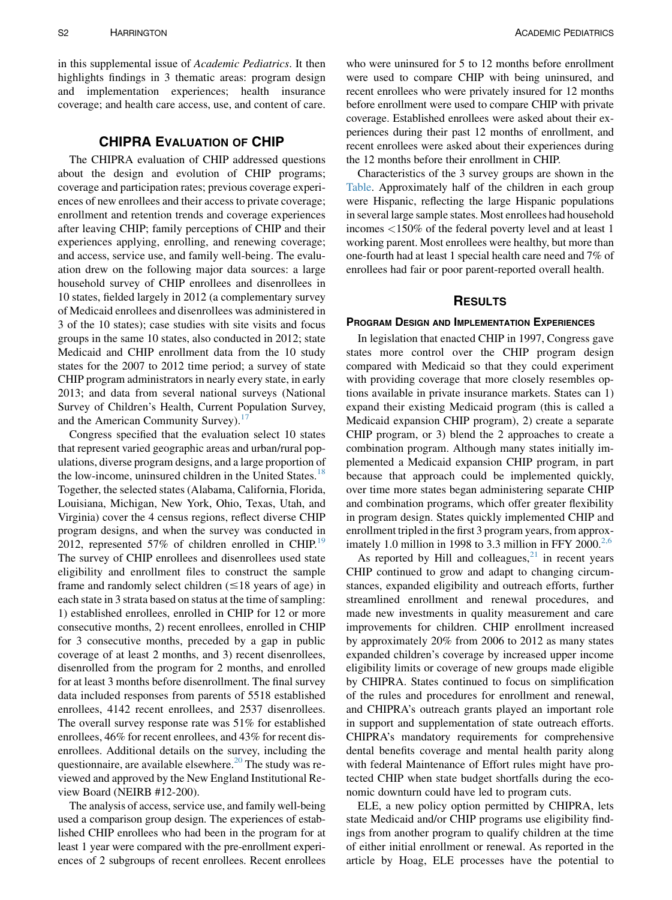in this supplemental issue of *Academic Pediatrics*. It then highlights findings in 3 thematic areas: program design and implementation experiences; health insurance coverage; and health care access, use, and content of care.

## CHIPRA Evaluation of CHIP

The CHIPRA evaluation of CHIP addressed questions about the design and evolution of CHIP programs; coverage and participation rates; previous coverage experiences of new enrollees and their access to private coverage; enrollment and retention trends and coverage experiences after leaving CHIP; family perceptions of CHIP and their experiences applying, enrolling, and renewing coverage; and access, service use, and family well-being. The evaluation drew on the following major data sources: a large household survey of CHIP enrollees and disenrollees in 10 states, fielded largely in 2012 (a complementary survey of Medicaid enrollees and disenrollees was administered in 3 of the 10 states); case studies with site visits and focus groups in the same 10 states, also conducted in 2012; state Medicaid and CHIP enrollment data from the 10 study states for the 2007 to 2012 time period; a survey of state CHIP program administrators in nearly every state, in early 2013; and data from several national surveys (National Survey of Children's Health, Current Population Survey, and the American Community Survey).[17]

Congress specified that the evaluation select 10 states that represent varied geographic areas and urban/rural populations, diverse program designs, and a large proportion of the low-income, uninsured children in the United States.[18] Together, the selected states (Alabama, California, Florida, Louisiana, Michigan, New York, Ohio, Texas, Utah, and Virginia) cover the 4 census regions, reflect diverse CHIP program designs, and when the survey was conducted in 2012, represented 57% of children enrolled in CHIP.[19] The survey of CHIP enrollees and disenrollees used state eligibility and enrollment files to construct the sample frame and randomly select children ($\leq$18 years of age) in each state in 3 strata based on status at the time of sampling: 1) established enrollees, enrolled in CHIP for 12 or more consecutive months, 2) recent enrollees, enrolled in CHIP for 3 consecutive months, preceded by a gap in public coverage of at least 2 months, and 3) recent disenrollees, disenrolled from the program for 2 months, and enrolled for at least 3 months before disenrollment. The final survey data included responses from parents of 5518 established enrollees, 4142 recent enrollees, and 2537 disenrollees. The overall survey response rate was 51% for established enrollees, 46% for recent enrollees, and 43% for recent disenrollees. Additional details on the survey, including the questionnaire, are available elsewhere.[20] The study was reviewed and approved by the New England Institutional Review Board (NEIRB #12-200).

The analysis of access, service use, and family well-being used a comparison group design. The experiences of established CHIP enrollees who had been in the program for at least 1 year were compared with the pre-enrollment experiences of 2 subgroups of recent enrollees. Recent enrollees who were uninsured for 5 to 12 months before enrollment were used to compare CHIP with being uninsured, and recent enrollees who were privately insured for 12 months before enrollment were used to compare CHIP with private coverage. Established enrollees were asked about their experiences during their past 12 months of enrollment, and recent enrollees were asked about their experiences during the 12 months before their enrollment in CHIP.

Characteristics of the 3 survey groups are shown in the Table. Approximately half of the children in each group were Hispanic, reflecting the large Hispanic populations in several large sample states. Most enrollees had household incomes <150% of the federal poverty level and at least 1 working parent. Most enrollees were healthy, but more than one-fourth had at least 1 special health care need and 7% of enrollees had fair or poor parent-reported overall health.

## Results

### Program Design and Implementation Experiences

In legislation that enacted CHIP in 1997, Congress gave states more control over the CHIP program design compared with Medicaid so that they could experiment with providing coverage that more closely resembles options available in private insurance markets. States can 1) expand their existing Medicaid program (this is called a Medicaid expansion CHIP program), 2) create a separate CHIP program, or 3) blend the 2 approaches to create a combination program. Although many states initially implemented a Medicaid expansion CHIP program, in part because that approach could be implemented quickly, over time more states began administering separate CHIP and combination programs, which offer greater flexibility in program design. States quickly implemented CHIP and enrollment tripled in the first 3 program years, from approximately 1.0 million in 1998 to 3.3 million in FFY 2000.[2,6]

As reported by Hill and colleagues,[21] in recent years CHIP continued to grow and adapt to changing circumstances, expanded eligibility and outreach efforts, further streamlined enrollment and renewal procedures, and made new investments in quality measurement and care improvements for children. CHIP enrollment increased by approximately 20% from 2006 to 2012 as many states expanded children's coverage by increased upper income eligibility limits or coverage of new groups made eligible by CHIPRA. States continued to focus on simplification of the rules and procedures for enrollment and renewal, and CHIPRA's outreach grants played an important role in support and supplementation of state outreach efforts. CHIPRA's mandatory requirements for comprehensive dental benefits coverage and mental health parity along with federal Maintenance of Effort rules might have protected CHIP when state budget shortfalls during the economic downturn could have led to program cuts.

ELE, a new policy option permitted by CHIPRA, lets state Medicaid and/or CHIP programs use eligibility findings from another program to qualify children at the time of either initial enrollment or renewal. As reported in the article by Hoag, ELE processes have the potential to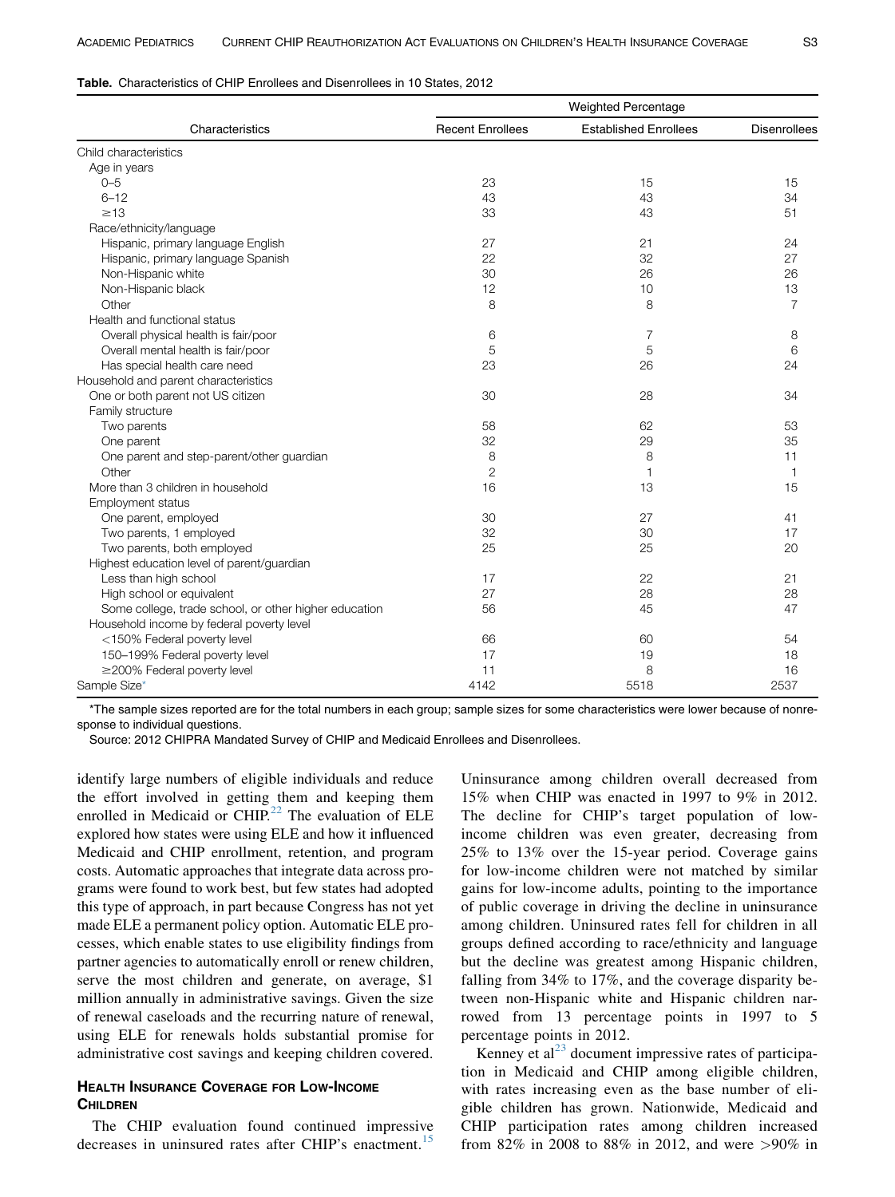**Table.** Characteristics of CHIP Enrollees and Disenrollees in 10 States, 2012

| Characteristics | Weighted Percentage | | |
|---|---|---|---|
| | Recent Enrollees | Established Enrollees | Disenrollees |
| Child characteristics | | | |
| Age in years | | | |
| 0–5 | 23 | 15 | 15 |
| 6–12 | 43 | 43 | 34 |
| ≥13 | 33 | 43 | 51 |
| Race/ethnicity/language | | | |
| Hispanic, primary language English | 27 | 21 | 24 |
| Hispanic, primary language Spanish | 22 | 32 | 27 |
| Non-Hispanic white | 30 | 26 | 26 |
| Non-Hispanic black | 12 | 10 | 13 |
| Other | 8 | 8 | 7 |
| Health and functional status | | | |
| Overall physical health is fair/poor | 6 | 7 | 8 |
| Overall mental health is fair/poor | 5 | 5 | 6 |
| Has special health care need | 23 | 26 | 24 |
| Household and parent characteristics | | | |
| One or both parent not US citizen | 30 | 28 | 34 |
| Family structure | | | |
| Two parents | 58 | 62 | 53 |
| One parent | 32 | 29 | 35 |
| One parent and step-parent/other guardian | 8 | 8 | 11 |
| Other | 2 | 1 | 1 |
| More than 3 children in household | 16 | 13 | 15 |
| Employment status | | | |
| One parent, employed | 30 | 27 | 41 |
| Two parents, 1 employed | 32 | 30 | 17 |
| Two parents, both employed | 25 | 25 | 20 |
| Highest education level of parent/guardian | | | |
| Less than high school | 17 | 22 | 21 |
| High school or equivalent | 27 | 28 | 28 |
| Some college, trade school, or other higher education | 56 | 45 | 47 |
| Household income by federal poverty level | | | |
| <150% Federal poverty level | 66 | 60 | 54 |
| 150–199% Federal poverty level | 17 | 19 | 18 |
| ≥200% Federal poverty level | 11 | 8 | 16 |
| Sample Size* | 4142 | 5518 | 2537 |

*The sample sizes reported are for the total numbers in each group; sample sizes for some characteristics were lower because of nonresponse to individual questions.

Source: 2012 CHIPRA Mandated Survey of CHIP and Medicaid Enrollees and Disenrollees.

identify large numbers of eligible individuals and reduce the effort involved in getting them and keeping them enrolled in Medicaid or CHIP.[22] The evaluation of ELE explored how states were using ELE and how it influenced Medicaid and CHIP enrollment, retention, and program costs. Automatic approaches that integrate data across programs were found to work best, but few states had adopted this type of approach, in part because Congress has not yet made ELE a permanent policy option. Automatic ELE processes, which enable states to use eligibility findings from partner agencies to automatically enroll or renew children, serve the most children and generate, on average, $1 million annually in administrative savings. Given the size of renewal caseloads and the recurring nature of renewal, using ELE for renewals holds substantial promise for administrative cost savings and keeping children covered.

## Health Insurance Coverage for Low-Income Children

The CHIP evaluation found continued impressive decreases in uninsured rates after CHIP's enactment.[15] Uninsurance among children overall decreased from 15% when CHIP was enacted in 1997 to 9% in 2012. The decline for CHIP's target population of low-income children was even greater, decreasing from 25% to 13% over the 15-year period. Coverage gains for low-income children were not matched by similar gains for low-income adults, pointing to the importance of public coverage in driving the decline in uninsurance among children. Uninsured rates fell for children in all groups defined according to race/ethnicity and language but the decline was greatest among Hispanic children, falling from 34% to 17%, and the coverage disparity between non-Hispanic white and Hispanic children narrowed from 13 percentage points in 1997 to 5 percentage points in 2012.

Kenney et al[23] document impressive rates of participation in Medicaid and CHIP among eligible children, with rates increasing even as the base number of eligible children has grown. Nationwide, Medicaid and CHIP participation rates among children increased from 82% in 2008 to 88% in 2012, and were >90% in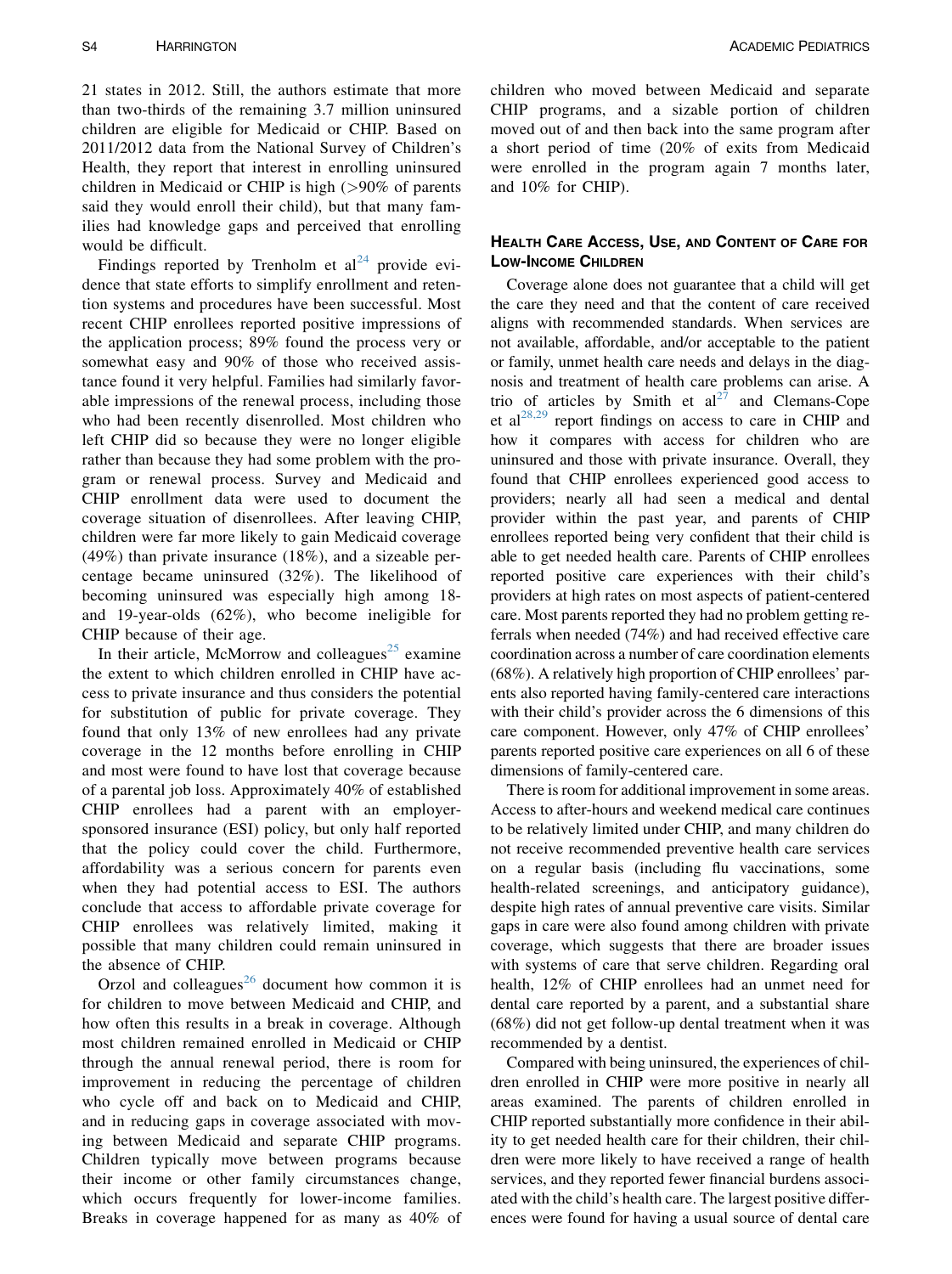21 states in 2012. Still, the authors estimate that more than two-thirds of the remaining 3.7 million uninsured children are eligible for Medicaid or CHIP. Based on 2011/2012 data from the National Survey of Children's Health, they report that interest in enrolling uninsured children in Medicaid or CHIP is high (>90% of parents said they would enroll their child), but that many families had knowledge gaps and perceived that enrolling would be difficult.

Findings reported by Trenholm et al[24] provide evidence that state efforts to simplify enrollment and retention systems and procedures have been successful. Most recent CHIP enrollees reported positive impressions of the application process; 89% found the process very or somewhat easy and 90% of those who received assistance found it very helpful. Families had similarly favorable impressions of the renewal process, including those who had been recently disenrolled. Most children who left CHIP did so because they were no longer eligible rather than because they had some problem with the program or renewal process. Survey and Medicaid and CHIP enrollment data were used to document the coverage situation of disenrollees. After leaving CHIP, children were far more likely to gain Medicaid coverage (49%) than private insurance (18%), and a sizeable percentage became uninsured (32%). The likelihood of becoming uninsured was especially high among 18- and 19-year-olds (62%), who become ineligible for CHIP because of their age.

In their article, McMorrow and colleagues[25] examine the extent to which children enrolled in CHIP have access to private insurance and thus considers the potential for substitution of public for private coverage. They found that only 13% of new enrollees had any private coverage in the 12 months before enrolling in CHIP and most were found to have lost that coverage because of a parental job loss. Approximately 40% of established CHIP enrollees had a parent with an employer-sponsored insurance (ESI) policy, but only half reported that the policy could cover the child. Furthermore, affordability was a serious concern for parents even when they had potential access to ESI. The authors conclude that access to affordable private coverage for CHIP enrollees was relatively limited, making it possible that many children could remain uninsured in the absence of CHIP.

Orzol and colleagues[26] document how common it is for children to move between Medicaid and CHIP, and how often this results in a break in coverage. Although most children remained enrolled in Medicaid or CHIP through the annual renewal period, there is room for improvement in reducing the percentage of children who cycle off and back on to Medicaid and CHIP, and in reducing gaps in coverage associated with moving between Medicaid and separate CHIP programs. Children typically move between programs because their income or other family circumstances change, which occurs frequently for lower-income families. Breaks in coverage happened for as many as 40% of children who moved between Medicaid and separate CHIP programs, and a sizable portion of children moved out of and then back into the same program after a short period of time (20% of exits from Medicaid were enrolled in the program again 7 months later, and 10% for CHIP).

## Health Care Access, Use, and Content of Care for Low-Income Children

Coverage alone does not guarantee that a child will get the care they need and that the content of care received aligns with recommended standards. When services are not available, affordable, and/or acceptable to the patient or family, unmet health care needs and delays in the diagnosis and treatment of health care problems can arise. A trio of articles by Smith et al[27] and Clemans-Cope et al[28,29] report findings on access to care in CHIP and how it compares with access for children who are uninsured and those with private insurance. Overall, they found that CHIP enrollees experienced good access to providers; nearly all had seen a medical and dental provider within the past year, and parents of CHIP enrollees reported being very confident that their child is able to get needed health care. Parents of CHIP enrollees reported positive care experiences with their child's providers at high rates on most aspects of patient-centered care. Most parents reported they had no problem getting referrals when needed (74%) and had received effective care coordination across a number of care coordination elements (68%). A relatively high proportion of CHIP enrollees' parents also reported having family-centered care interactions with their child's provider across the 6 dimensions of this care component. However, only 47% of CHIP enrollees' parents reported positive care experiences on all 6 of these dimensions of family-centered care.

There is room for additional improvement in some areas. Access to after-hours and weekend medical care continues to be relatively limited under CHIP, and many children do not receive recommended preventive health care services on a regular basis (including flu vaccinations, some health-related screenings, and anticipatory guidance), despite high rates of annual preventive care visits. Similar gaps in care were also found among children with private coverage, which suggests that there are broader issues with systems of care that serve children. Regarding oral health, 12% of CHIP enrollees had an unmet need for dental care reported by a parent, and a substantial share (68%) did not get follow-up dental treatment when it was recommended by a dentist.

Compared with being uninsured, the experiences of children enrolled in CHIP were more positive in nearly all areas examined. The parents of children enrolled in CHIP reported substantially more confidence in their ability to get needed health care for their children, their children were more likely to have received a range of health services, and they reported fewer financial burdens associated with the child's health care. The largest positive differences were found for having a usual source of dental care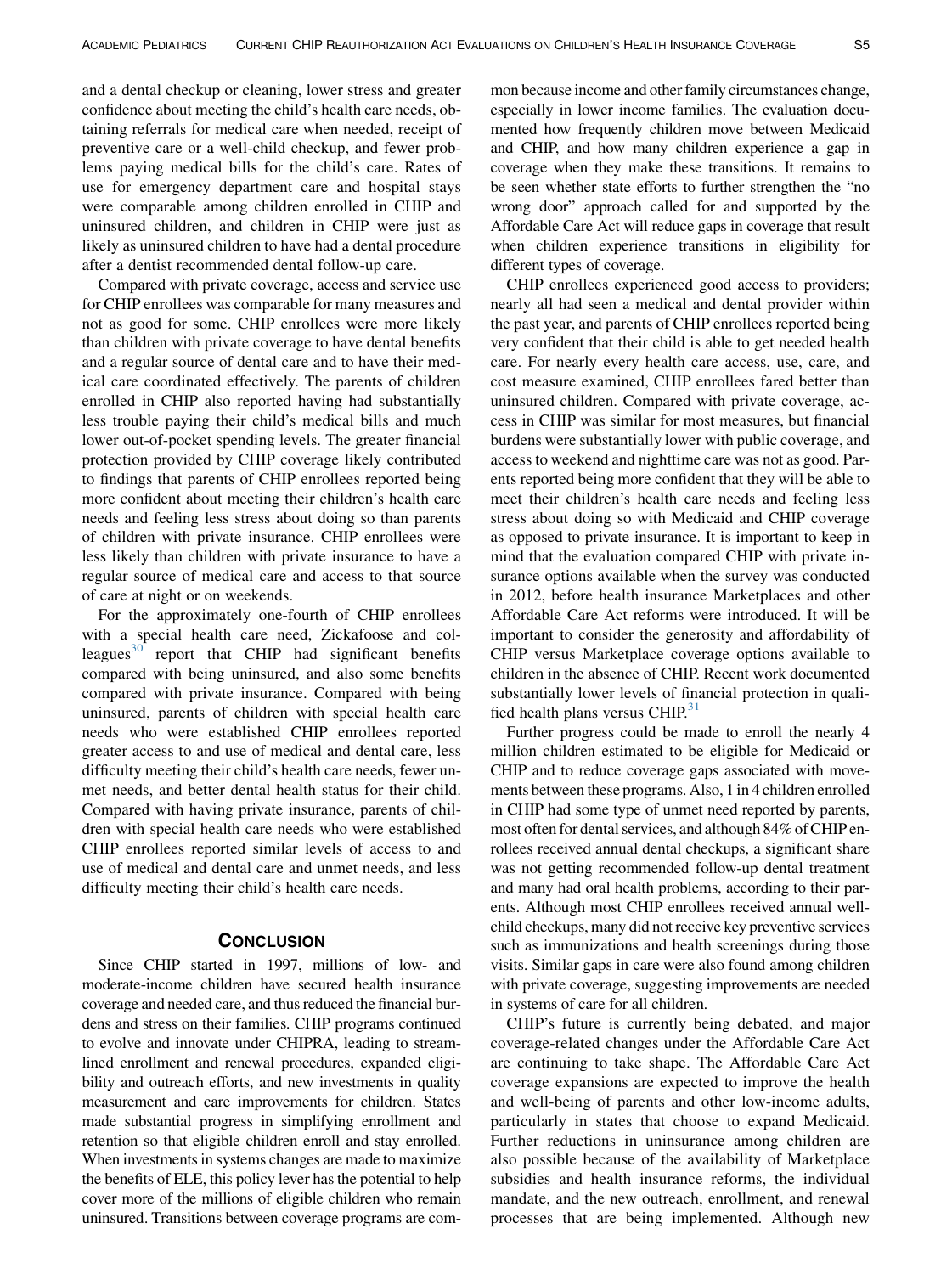and a dental checkup or cleaning, lower stress and greater confidence about meeting the child's health care needs, obtaining referrals for medical care when needed, receipt of preventive care or a well-child checkup, and fewer problems paying medical bills for the child's care. Rates of use for emergency department care and hospital stays were comparable among children enrolled in CHIP and uninsured children, and children in CHIP were just as likely as uninsured children to have had a dental procedure after a dentist recommended dental follow-up care.

Compared with private coverage, access and service use for CHIP enrollees was comparable for many measures and not as good for some. CHIP enrollees were more likely than children with private coverage to have dental benefits and a regular source of dental care and to have their medical care coordinated effectively. The parents of children enrolled in CHIP also reported having had substantially less trouble paying their child's medical bills and much lower out-of-pocket spending levels. The greater financial protection provided by CHIP coverage likely contributed to findings that parents of CHIP enrollees reported being more confident about meeting their children's health care needs and feeling less stress about doing so than parents of children with private insurance. CHIP enrollees were less likely than children with private insurance to have a regular source of medical care and access to that source of care at night or on weekends.

For the approximately one-fourth of CHIP enrollees with a special health care need, Zickafoose and colleagues[30] report that CHIP had significant benefits compared with being uninsured, and also some benefits compared with private insurance. Compared with being uninsured, parents of children with special health care needs who were established CHIP enrollees reported greater access to and use of medical and dental care, less difficulty meeting their child's health care needs, fewer unmet needs, and better dental health status for their child. Compared with having private insurance, parents of children with special health care needs who were established CHIP enrollees reported similar levels of access to and use of medical and dental care and unmet needs, and less difficulty meeting their child's health care needs.

## Conclusion

Since CHIP started in 1997, millions of low- and moderate-income children have secured health insurance coverage and needed care, and thus reduced the financial burdens and stress on their families. CHIP programs continued to evolve and innovate under CHIPRA, leading to streamlined enrollment and renewal procedures, expanded eligibility and outreach efforts, and new investments in quality measurement and care improvements for children. States made substantial progress in simplifying enrollment and retention so that eligible children enroll and stay enrolled. When investments in systems changes are made to maximize the benefits of ELE, this policy lever has the potential to help cover more of the millions of eligible children who remain uninsured. Transitions between coverage programs are common because income and other family circumstances change, especially in lower income families. The evaluation documented how frequently children move between Medicaid and CHIP, and how many children experience a gap in coverage when they make these transitions. It remains to be seen whether state efforts to further strengthen the "no wrong door" approach called for and supported by the Affordable Care Act will reduce gaps in coverage that result when children experience transitions in eligibility for different types of coverage.

CHIP enrollees experienced good access to providers; nearly all had seen a medical and dental provider within the past year, and parents of CHIP enrollees reported being very confident that their child is able to get needed health care. For nearly every health care access, use, care, and cost measure examined, CHIP enrollees fared better than uninsured children. Compared with private coverage, access in CHIP was similar for most measures, but financial burdens were substantially lower with public coverage, and access to weekend and nighttime care was not as good. Parents reported being more confident that they will be able to meet their children's health care needs and feeling less stress about doing so with Medicaid and CHIP coverage as opposed to private insurance. It is important to keep in mind that the evaluation compared CHIP with private insurance options available when the survey was conducted in 2012, before health insurance Marketplaces and other Affordable Care Act reforms were introduced. It will be important to consider the generosity and affordability of CHIP versus Marketplace coverage options available to children in the absence of CHIP. Recent work documented substantially lower levels of financial protection in qualified health plans versus CHIP.[31]

Further progress could be made to enroll the nearly 4 million children estimated to be eligible for Medicaid or CHIP and to reduce coverage gaps associated with movements between these programs. Also, 1 in 4 children enrolled in CHIP had some type of unmet need reported by parents, most often for dental services, and although 84% of CHIP enrollees received annual dental checkups, a significant share was not getting recommended follow-up dental treatment and many had oral health problems, according to their parents. Although most CHIP enrollees received annual well-child checkups, many did not receive key preventive services such as immunizations and health screenings during those visits. Similar gaps in care were also found among children with private coverage, suggesting improvements are needed in systems of care for all children.

CHIP's future is currently being debated, and major coverage-related changes under the Affordable Care Act are continuing to take shape. The Affordable Care Act coverage expansions are expected to improve the health and well-being of parents and other low-income adults, particularly in states that choose to expand Medicaid. Further reductions in uninsurance among children are also possible because of the availability of Marketplace subsidies and health insurance reforms, the individual mandate, and the new outreach, enrollment, and renewal processes that are being implemented. Although new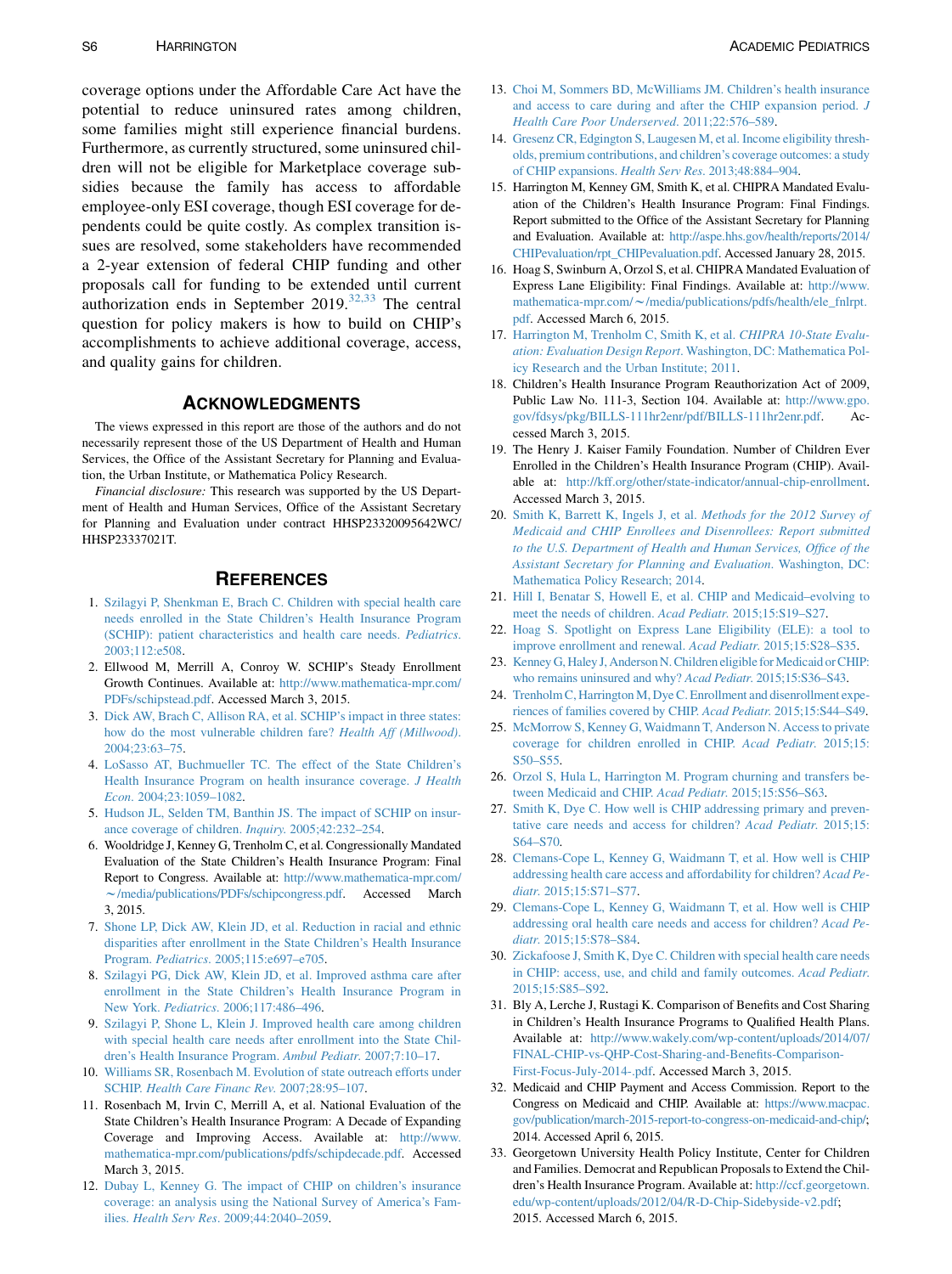coverage options under the Affordable Care Act have the potential to reduce uninsured rates among children, some families might still experience financial burdens. Furthermore, as currently structured, some uninsured children will not be eligible for Marketplace coverage subsidies because the family has access to affordable employee-only ESI coverage, though ESI coverage for dependents could be quite costly. As complex transition issues are resolved, some stakeholders have recommended a 2-year extension of federal CHIP funding and other proposals call for funding to be extended until current authorization ends in September 2019.[32,33] The central question for policy makers is how to build on CHIP's accomplishments to achieve additional coverage, access, and quality gains for children.

## Acknowledgments

The views expressed in this report are those of the authors and do not necessarily represent those of the US Department of Health and Human Services, the Office of the Assistant Secretary for Planning and Evaluation, the Urban Institute, or Mathematica Policy Research.

*Financial disclosure:* This research was supported by the US Department of Health and Human Services, Office of the Assistant Secretary for Planning and Evaluation under contract HHSP23320095642WC/HHSP23337021T.

## References

1. Szilagyi P, Shenkman E, Brach C. Children with special health care needs enrolled in the State Children's Health Insurance Program (SCHIP): patient characteristics and health care needs. *Pediatrics*. 2003;112:e508.
2. Ellwood M, Merrill A, Conroy W. SCHIP's Steady Enrollment Growth Continues. Available at: http://www.mathematica-mpr.com/PDFs/schipstead.pdf. Accessed March 3, 2015.
3. Dick AW, Brach C, Allison RA, et al. SCHIP's impact in three states: how do the most vulnerable children fare? *Health Aff (Millwood)*. 2004;23:63–75.
4. LoSasso AT, Buchmueller TC. The effect of the State Children's Health Insurance Program on health insurance coverage. *J Health Econ*. 2004;23:1059–1082.
5. Hudson JL, Selden TM, Banthin JS. The impact of SCHIP on insurance coverage of children. *Inquiry*. 2005;42:232–254.
6. Wooldridge J, Kenney G, Trenholm C, et al. Congressionally Mandated Evaluation of the State Children's Health Insurance Program: Final Report to Congress. Available at: http://www.mathematica-mpr.com/~/media/publications/PDFs/schipcongress.pdf. Accessed March 3, 2015.
7. Shone LP, Dick AW, Klein JD, et al. Reduction in racial and ethnic disparities after enrollment in the State Children's Health Insurance Program. *Pediatrics*. 2005;115:e697–e705.
8. Szilagyi PG, Dick AW, Klein JD, et al. Improved asthma care after enrollment in the State Children's Health Insurance Program in New York. *Pediatrics*. 2006;117:486–496.
9. Szilagyi P, Shone L, Klein J. Improved health care among children with special health care needs after enrollment into the State Children's Health Insurance Program. *Ambul Pediatr*. 2007;7:10–17.
10. Williams SR, Rosenbach M. Evolution of state outreach efforts under SCHIP. *Health Care Financ Rev*. 2007;28:95–107.
11. Rosenbach M, Irvin C, Merrill A, et al. National Evaluation of the State Children's Health Insurance Program: A Decade of Expanding Coverage and Improving Access. Available at: http://www.mathematica-mpr.com/publications/pdfs/schipdecade.pdf. Accessed March 3, 2015.
12. Dubay L, Kenney G. The impact of CHIP on children's insurance coverage: an analysis using the National Survey of America's Families. *Health Serv Res*. 2009;44:2040–2059.
13. Choi M, Sommers BD, McWilliams JM. Children's health insurance and access to care during and after the CHIP expansion period. *J Health Care Poor Underserved*. 2011;22:576–589.
14. Gresenz CR, Edgington S, Laugesen M, et al. Income eligibility thresholds, premium contributions, and children's coverage outcomes: a study of CHIP expansions. *Health Serv Res*. 2013;48:884–904.
15. Harrington M, Kenney GM, Smith K, et al. CHIPRA Mandated Evaluation of the Children's Health Insurance Program: Final Findings. Report submitted to the Office of the Assistant Secretary for Planning and Evaluation. Available at: http://aspe.hhs.gov/health/reports/2014/CHIPevaluation/rpt_CHIPevaluation.pdf. Accessed January 28, 2015.
16. Hoag S, Swinburn A, Orzol S, et al. CHIPRA Mandated Evaluation of Express Lane Eligibility: Final Findings. Available at: http://www.mathematica-mpr.com/~/media/publications/pdfs/health/ele_fnlrpt.pdf. Accessed March 6, 2015.
17. Harrington M, Trenholm C, Smith K, et al. *CHIPRA 10-State Evaluation: Evaluation Design Report*. Washington, DC: Mathematica Policy Research and the Urban Institute; 2011.
18. Children's Health Insurance Program Reauthorization Act of 2009, Public Law No. 111-3, Section 104. Available at: http://www.gpo.gov/fdsys/pkg/BILLS-111hr2enr/pdf/BILLS-111hr2enr.pdf. Accessed March 3, 2015.
19. The Henry J. Kaiser Family Foundation. Number of Children Ever Enrolled in the Children's Health Insurance Program (CHIP). Available at: http://kff.org/other/state-indicator/annual-chip-enrollment. Accessed March 3, 2015.
20. Smith K, Barrett K, Ingels J, et al. *Methods for the 2012 Survey of Medicaid and CHIP Enrollees and Disenrollees: Report submitted to the U.S. Department of Health and Human Services, Office of the Assistant Secretary for Planning and Evaluation*. Washington, DC: Mathematica Policy Research; 2014.
21. Hill I, Benatar S, Howell E, et al. CHIP and Medicaid–evolving to meet the needs of children. *Acad Pediatr*. 2015;15:S19–S27.
22. Hoag S. Spotlight on Express Lane Eligibility (ELE): a tool to improve enrollment and renewal. *Acad Pediatr*. 2015;15:S28–S35.
23. Kenney G, Haley J, Anderson N. Children eligible for Medicaid or CHIP: who remains uninsured and why? *Acad Pediatr*. 2015;15:S36–S43.
24. Trenholm C, Harrington M, Dye C. Enrollment and disenrollment experiences of families covered by CHIP. *Acad Pediatr*. 2015;15:S44–S49.
25. McMorrow S, Kenney G, Waidmann T, Anderson N. Access to private coverage for children enrolled in CHIP. *Acad Pediatr*. 2015;15:S50–S55.
26. Orzol S, Hula L, Harrington M. Program churning and transfers between Medicaid and CHIP. *Acad Pediatr*. 2015;15:S56–S63.
27. Smith K, Dye C. How well is CHIP addressing primary and preventative care needs and access for children? *Acad Pediatr*. 2015;15:S64–S70.
28. Clemans-Cope L, Kenney G, Waidmann T, et al. How well is CHIP addressing health care access and affordability for children? *Acad Pediatr*. 2015;15:S71–S77.
29. Clemans-Cope L, Kenney G, Waidmann T, et al. How well is CHIP addressing oral health care needs and access for children? *Acad Pediatr*. 2015;15:S78–S84.
30. Zickafoose J, Smith K, Dye C. Children with special health care needs in CHIP: access, use, and child and family outcomes. *Acad Pediatr*. 2015;15:S85–S92.
31. Bly A, Lerche J, Rustagi K. Comparison of Benefits and Cost Sharing in Children's Health Insurance Programs to Qualified Health Plans. Available at: http://www.wakely.com/wp-content/uploads/2014/07/FINAL-CHIP-vs-QHP-Cost-Sharing-and-Benefits-Comparison-First-Focus-July-2014-.pdf. Accessed March 3, 2015.
32. Medicaid and CHIP Payment and Access Commission. Report to the Congress on Medicaid and CHIP. Available at: https://www.macpac.gov/publication/march-2015-report-to-congress-on-medicaid-and-chip/; 2014. Accessed April 6, 2015.
33. Georgetown University Health Policy Institute, Center for Children and Families. Democrat and Republican Proposals to Extend the Children's Health Insurance Program. Available at: http://ccf.georgetown.edu/wp-content/uploads/2012/04/R-D-Chip-Sidebyside-v2.pdf; 2015. Accessed March 6, 2015.